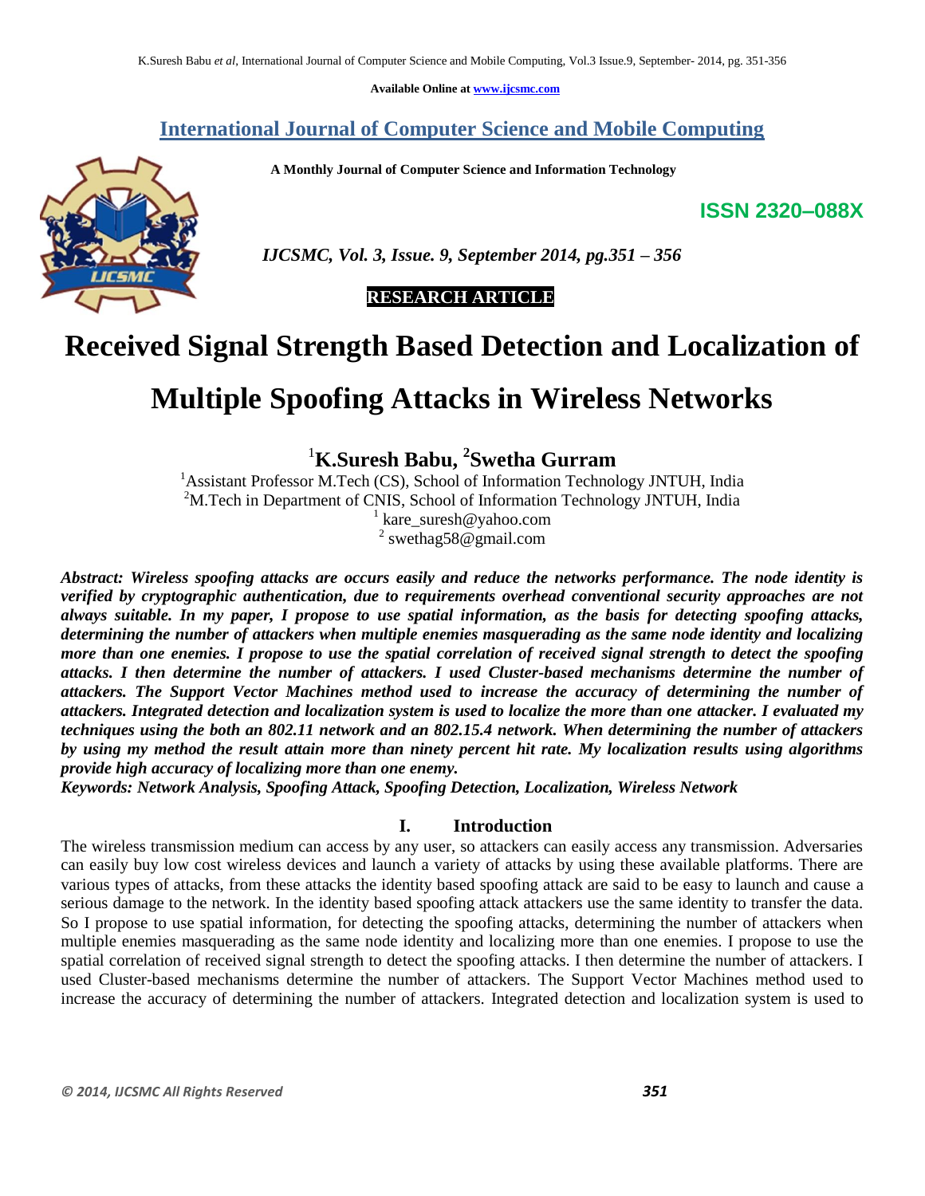**Available Online at www.ijcsmc.com**

## International Journal of Computer Science and Mobile Computing

**A Monthly Journal of Computer Science and Information Technology**

**ISSN 2320–088X**

*IJCSMC, Vol. 3, Issue. 9, September 2014, pg.351 – 356*

**RESEARCH ARTICLE**

# Received Signal Strength Based Detection and Localization of Multiple Spoofing Attacks in Wireless Networks

**[1]K.Suresh Babu, [2]Swetha Gurram**

[1]Assistant Professor M.Tech (CS), School of Information Technology JNTUH, India
[2]M.Tech in Department of CNIS, School of Information Technology JNTUH, India
[1] kare_suresh@yahoo.com
[2] swethag58@gmail.com

***Abstract: Wireless spoofing attacks are occurs easily and reduce the networks performance. The node identity is verified by cryptographic authentication, due to requirements overhead conventional security approaches are not always suitable. In my paper, I propose to use spatial information, as the basis for detecting spoofing attacks, determining the number of attackers when multiple enemies masquerading as the same node identity and localizing more than one enemies. I propose to use the spatial correlation of received signal strength to detect the spoofing attacks. I then determine the number of attackers. I used Cluster-based mechanisms determine the number of attackers. The Support Vector Machines method used to increase the accuracy of determining the number of attackers. Integrated detection and localization system is used to localize the more than one attacker. I evaluated my techniques using the both an 802.11 network and an 802.15.4 network. When determining the number of attackers by using my method the result attain more than ninety percent hit rate. My localization results using algorithms provide high accuracy of localizing more than one enemy.***

***Keywords: Network Analysis, Spoofing Attack, Spoofing Detection, Localization, Wireless Network***

## I. Introduction

The wireless transmission medium can access by any user, so attackers can easily access any transmission. Adversaries can easily buy low cost wireless devices and launch a variety of attacks by using these available platforms. There are various types of attacks, from these attacks the identity based spoofing attack are said to be easy to launch and cause a serious damage to the network. In the identity based spoofing attack attackers use the same identity to transfer the data. So I propose to use spatial information, for detecting the spoofing attacks, determining the number of attackers when multiple enemies masquerading as the same node identity and localizing more than one enemies. I propose to use the spatial correlation of received signal strength to detect the spoofing attacks. I then determine the number of attackers. I used Cluster-based mechanisms determine the number of attackers. The Support Vector Machines method used to increase the accuracy of determining the number of attackers. Integrated detection and localization system is used to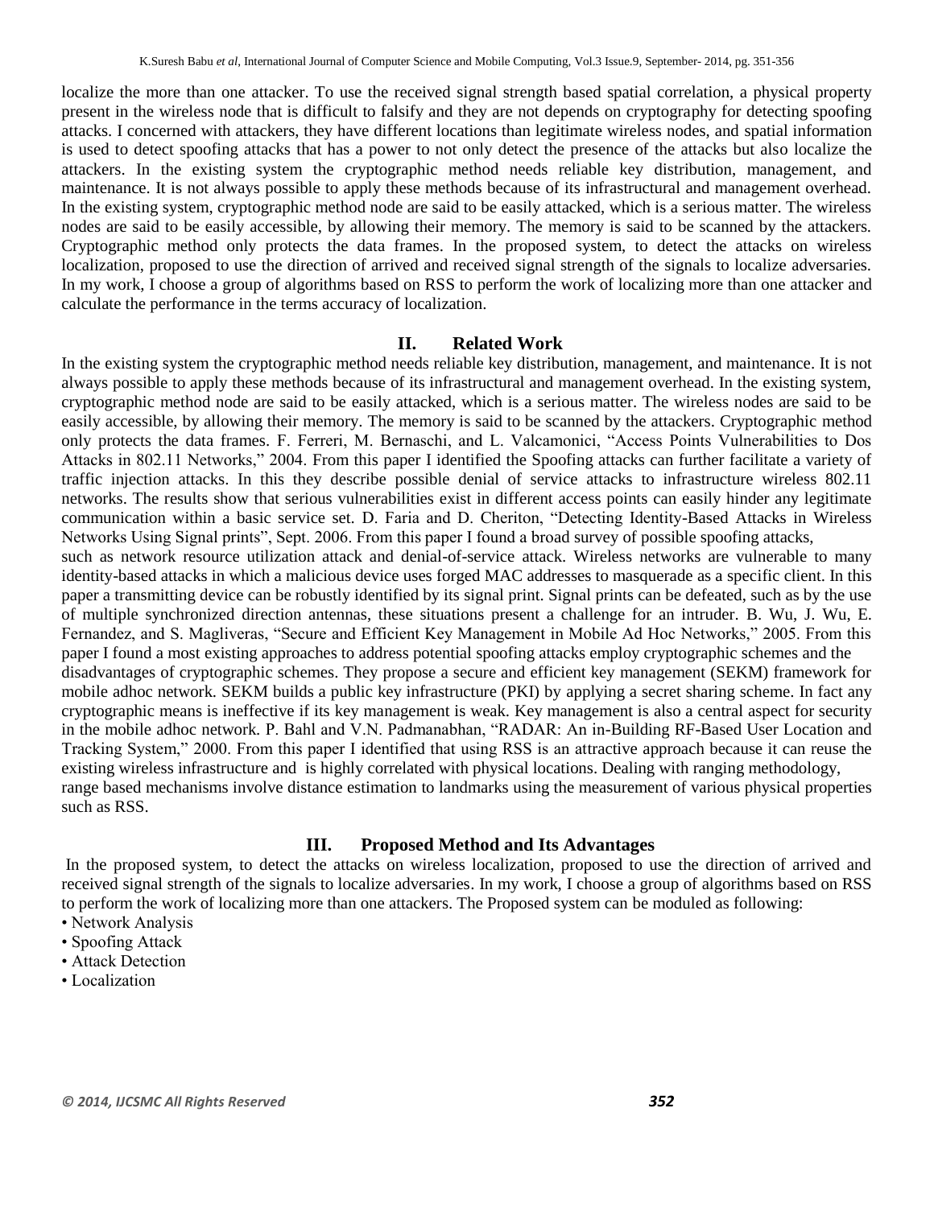localize the more than one attacker. To use the received signal strength based spatial correlation, a physical property present in the wireless node that is difficult to falsify and they are not depends on cryptography for detecting spoofing attacks. I concerned with attackers, they have different locations than legitimate wireless nodes, and spatial information is used to detect spoofing attacks that has a power to not only detect the presence of the attacks but also localize the attackers. In the existing system the cryptographic method needs reliable key distribution, management, and maintenance. It is not always possible to apply these methods because of its infrastructural and management overhead. In the existing system, cryptographic method node are said to be easily attacked, which is a serious matter. The wireless nodes are said to be easily accessible, by allowing their memory. The memory is said to be scanned by the attackers. Cryptographic method only protects the data frames. In the proposed system, to detect the attacks on wireless localization, proposed to use the direction of arrived and received signal strength of the signals to localize adversaries. In my work, I choose a group of algorithms based on RSS to perform the work of localizing more than one attacker and calculate the performance in the terms accuracy of localization.

## II. Related Work

In the existing system the cryptographic method needs reliable key distribution, management, and maintenance. It is not always possible to apply these methods because of its infrastructural and management overhead. In the existing system, cryptographic method node are said to be easily attacked, which is a serious matter. The wireless nodes are said to be easily accessible, by allowing their memory. The memory is said to be scanned by the attackers. Cryptographic method only protects the data frames. F. Ferreri, M. Bernaschi, and L. Valcamonici, "Access Points Vulnerabilities to Dos Attacks in 802.11 Networks," 2004. From this paper I identified the Spoofing attacks can further facilitate a variety of traffic injection attacks. In this they describe possible denial of service attacks to infrastructure wireless 802.11 networks. The results show that serious vulnerabilities exist in different access points can easily hinder any legitimate communication within a basic service set. D. Faria and D. Cheriton, "Detecting Identity-Based Attacks in Wireless Networks Using Signal prints", Sept. 2006. From this paper I found a broad survey of possible spoofing attacks, such as network resource utilization attack and denial-of-service attack. Wireless networks are vulnerable to many identity-based attacks in which a malicious device uses forged MAC addresses to masquerade as a specific client. In this paper a transmitting device can be robustly identified by its signal print. Signal prints can be defeated, such as by the use of multiple synchronized direction antennas, these situations present a challenge for an intruder. B. Wu, J. Wu, E. Fernandez, and S. Magliveras, "Secure and Efficient Key Management in Mobile Ad Hoc Networks," 2005. From this paper I found a most existing approaches to address potential spoofing attacks employ cryptographic schemes and the disadvantages of cryptographic schemes. They propose a secure and efficient key management (SEKM) framework for mobile adhoc network. SEKM builds a public key infrastructure (PKI) by applying a secret sharing scheme. In fact any cryptographic means is ineffective if its key management is weak. Key management is also a central aspect for security in the mobile adhoc network. P. Bahl and V.N. Padmanabhan, "RADAR: An in-Building RF-Based User Location and Tracking System," 2000. From this paper I identified that using RSS is an attractive approach because it can reuse the existing wireless infrastructure and is highly correlated with physical locations. Dealing with ranging methodology, range based mechanisms involve distance estimation to landmarks using the measurement of various physical properties such as RSS.

## III. Proposed Method and Its Advantages

In the proposed system, to detect the attacks on wireless localization, proposed to use the direction of arrived and received signal strength of the signals to localize adversaries. In my work, I choose a group of algorithms based on RSS to perform the work of localizing more than one attackers. The Proposed system can be moduled as following:

- Network Analysis
- Spoofing Attack
- Attack Detection
- Localization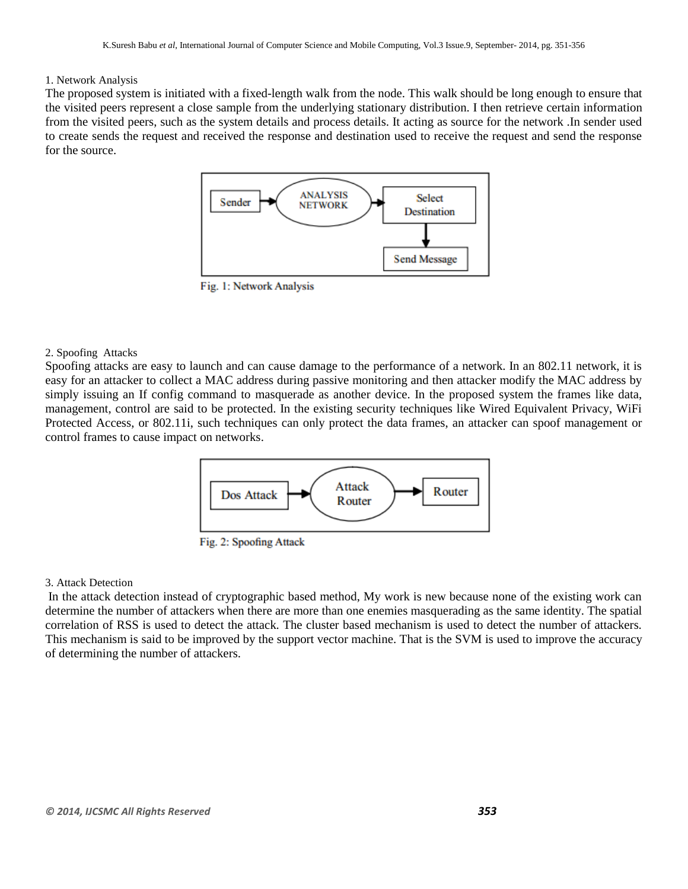1. Network Analysis

The proposed system is initiated with a fixed-length walk from the node. This walk should be long enough to ensure that the visited peers represent a close sample from the underlying stationary distribution. I then retrieve certain information from the visited peers, such as the system details and process details. It acting as source for the network .In sender used to create sends the request and received the response and destination used to receive the request and send the response for the source.

Fig. 1: Network Analysis

2. Spoofing  Attacks

Spoofing attacks are easy to launch and can cause damage to the performance of a network. In an 802.11 network, it is easy for an attacker to collect a MAC address during passive monitoring and then attacker modify the MAC address by simply issuing an If config command to masquerade as another device. In the proposed system the frames like data, management, control are said to be protected. In the existing security techniques like Wired Equivalent Privacy, WiFi Protected Access, or 802.11i, such techniques can only protect the data frames, an attacker can spoof management or control frames to cause impact on networks.

Fig. 2: Spoofing Attack

3. Attack Detection

In the attack detection instead of cryptographic based method, My work is new because none of the existing work can determine the number of attackers when there are more than one enemies masquerading as the same identity. The spatial correlation of RSS is used to detect the attack. The cluster based mechanism is used to detect the number of attackers. This mechanism is said to be improved by the support vector machine. That is the SVM is used to improve the accuracy of determining the number of attackers.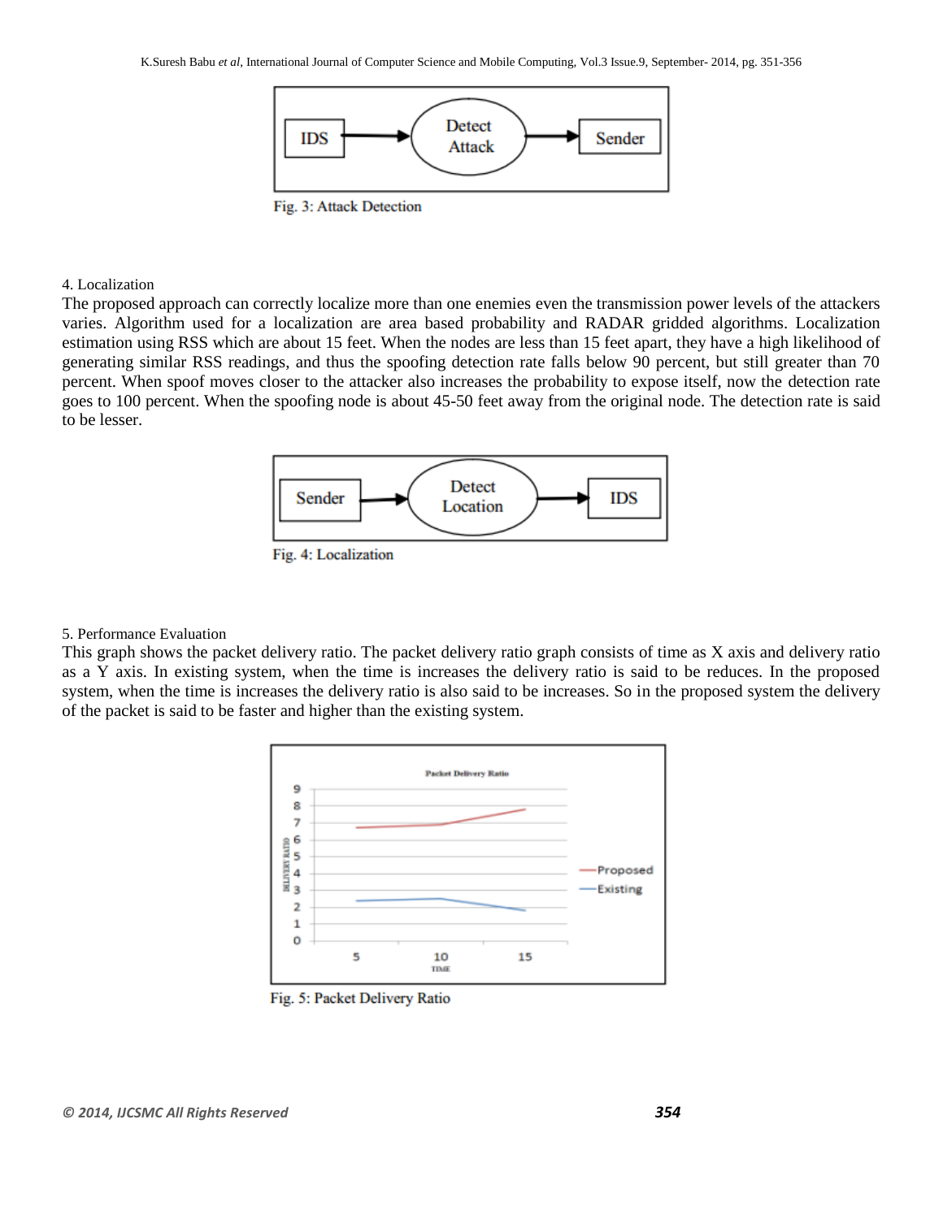Fig. 3: Attack Detection

4. Localization

The proposed approach can correctly localize more than one enemies even the transmission power levels of the attackers varies. Algorithm used for a localization are area based probability and RADAR gridded algorithms. Localization estimation using RSS which are about 15 feet. When the nodes are less than 15 feet apart, they have a high likelihood of generating similar RSS readings, and thus the spoofing detection rate falls below 90 percent, but still greater than 70 percent. When spoof moves closer to the attacker also increases the probability to expose itself, now the detection rate goes to 100 percent. When the spoofing node is about 45-50 feet away from the original node. The detection rate is said to be lesser.

Fig. 4: Localization

5. Performance Evaluation

This graph shows the packet delivery ratio. The packet delivery ratio graph consists of time as X axis and delivery ratio as a Y axis. In existing system, when the time is increases the delivery ratio is said to be reduces. In the proposed system, when the time is increases the delivery ratio is also said to be increases. So in the proposed system the delivery of the packet is said to be faster and higher than the existing system.

Fig. 5: Packet Delivery Ratio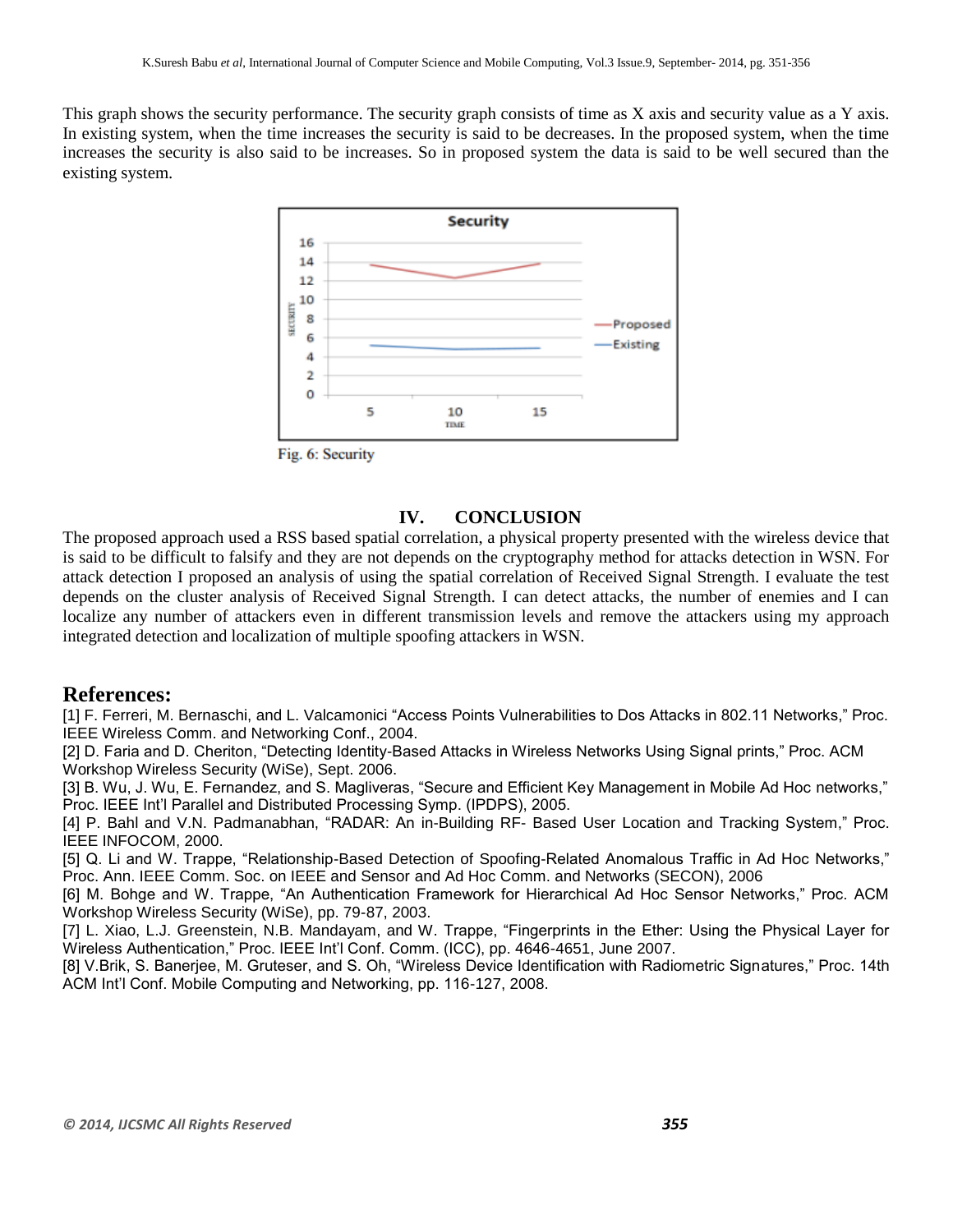This graph shows the security performance. The security graph consists of time as X axis and security value as a Y axis. In existing system, when the time increases the security is said to be decreases. In the proposed system, when the time increases the security is also said to be increases. So in proposed system the data is said to be well secured than the existing system.

Fig. 6: Security

## IV. CONCLUSION

The proposed approach used a RSS based spatial correlation, a physical property presented with the wireless device that is said to be difficult to falsify and they are not depends on the cryptography method for attacks detection in WSN. For attack detection I proposed an analysis of using the spatial correlation of Received Signal Strength. I evaluate the test depends on the cluster analysis of Received Signal Strength. I can detect attacks, the number of enemies and I can localize any number of attackers even in different transmission levels and remove the attackers using my approach integrated detection and localization of multiple spoofing attackers in WSN.

## References:

[1] F. Ferreri, M. Bernaschi, and L. Valcamonici "Access Points Vulnerabilities to Dos Attacks in 802.11 Networks," Proc. IEEE Wireless Comm. and Networking Conf., 2004.

[2] D. Faria and D. Cheriton, "Detecting Identity-Based Attacks in Wireless Networks Using Signal prints," Proc. ACM Workshop Wireless Security (WiSe), Sept. 2006.

[3] B. Wu, J. Wu, E. Fernandez, and S. Magliveras, "Secure and Efficient Key Management in Mobile Ad Hoc networks," Proc. IEEE Int'l Parallel and Distributed Processing Symp. (IPDPS), 2005.

[4] P. Bahl and V.N. Padmanabhan, "RADAR: An in-Building RF- Based User Location and Tracking System," Proc. IEEE INFOCOM, 2000.

[5] Q. Li and W. Trappe, "Relationship-Based Detection of Spoofing-Related Anomalous Traffic in Ad Hoc Networks," Proc. Ann. IEEE Comm. Soc. on IEEE and Sensor and Ad Hoc Comm. and Networks (SECON), 2006

[6] M. Bohge and W. Trappe, "An Authentication Framework for Hierarchical Ad Hoc Sensor Networks," Proc. ACM Workshop Wireless Security (WiSe), pp. 79-87, 2003.

[7] L. Xiao, L.J. Greenstein, N.B. Mandayam, and W. Trappe, "Fingerprints in the Ether: Using the Physical Layer for Wireless Authentication," Proc. IEEE Int'l Conf. Comm. (ICC), pp. 4646-4651, June 2007.

[8] V.Brik, S. Banerjee, M. Gruteser, and S. Oh, "Wireless Device Identification with Radiometric Signatures," Proc. 14th ACM Int'l Conf. Mobile Computing and Networking, pp. 116-127, 2008.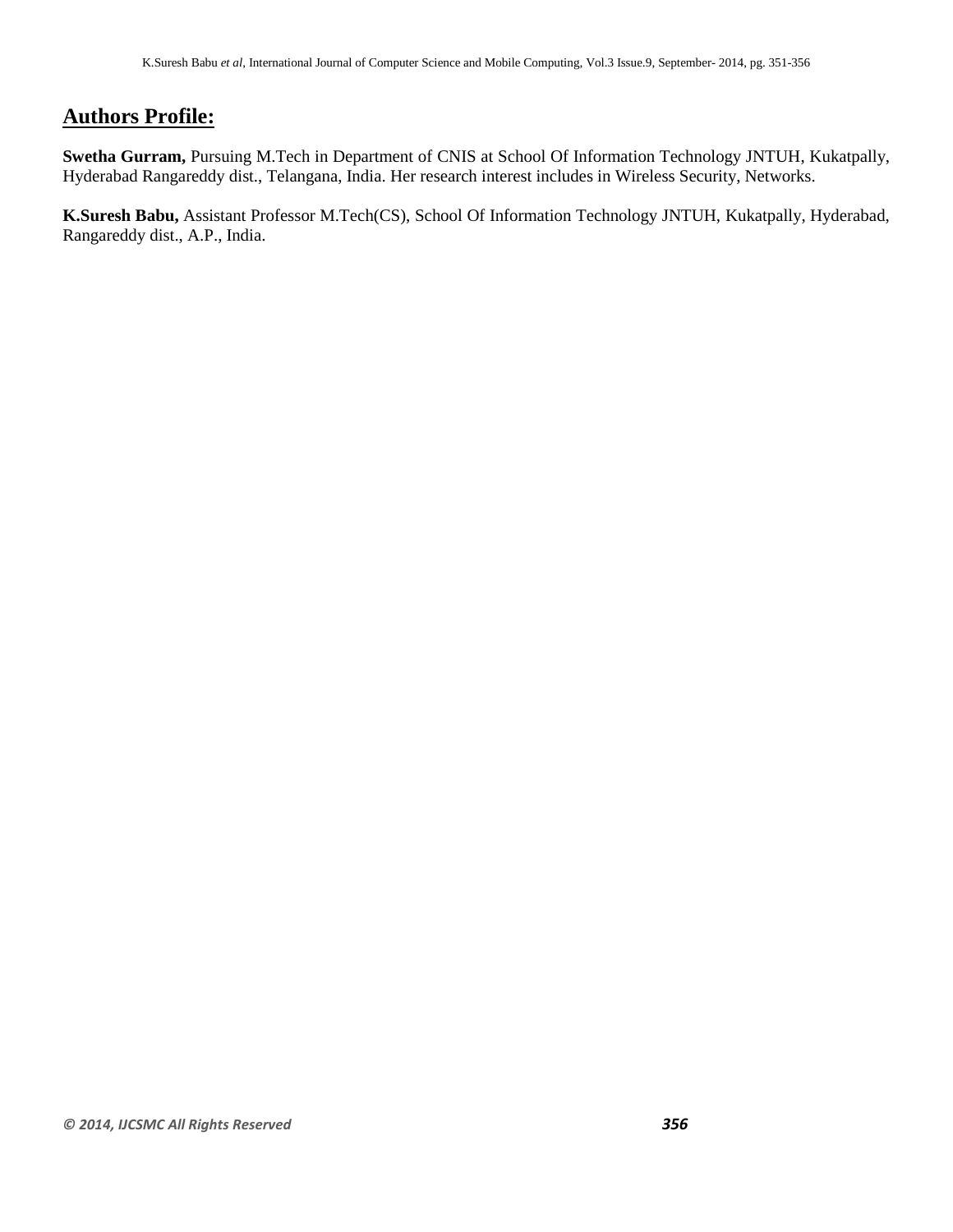## Authors Profile:

**Swetha Gurram,** Pursuing M.Tech in Department of CNIS at School Of Information Technology JNTUH, Kukatpally, Hyderabad Rangareddy dist., Telangana, India. Her research interest includes in Wireless Security, Networks.

**K.Suresh Babu,** Assistant Professor M.Tech(CS), School Of Information Technology JNTUH, Kukatpally, Hyderabad, Rangareddy dist., A.P., India.